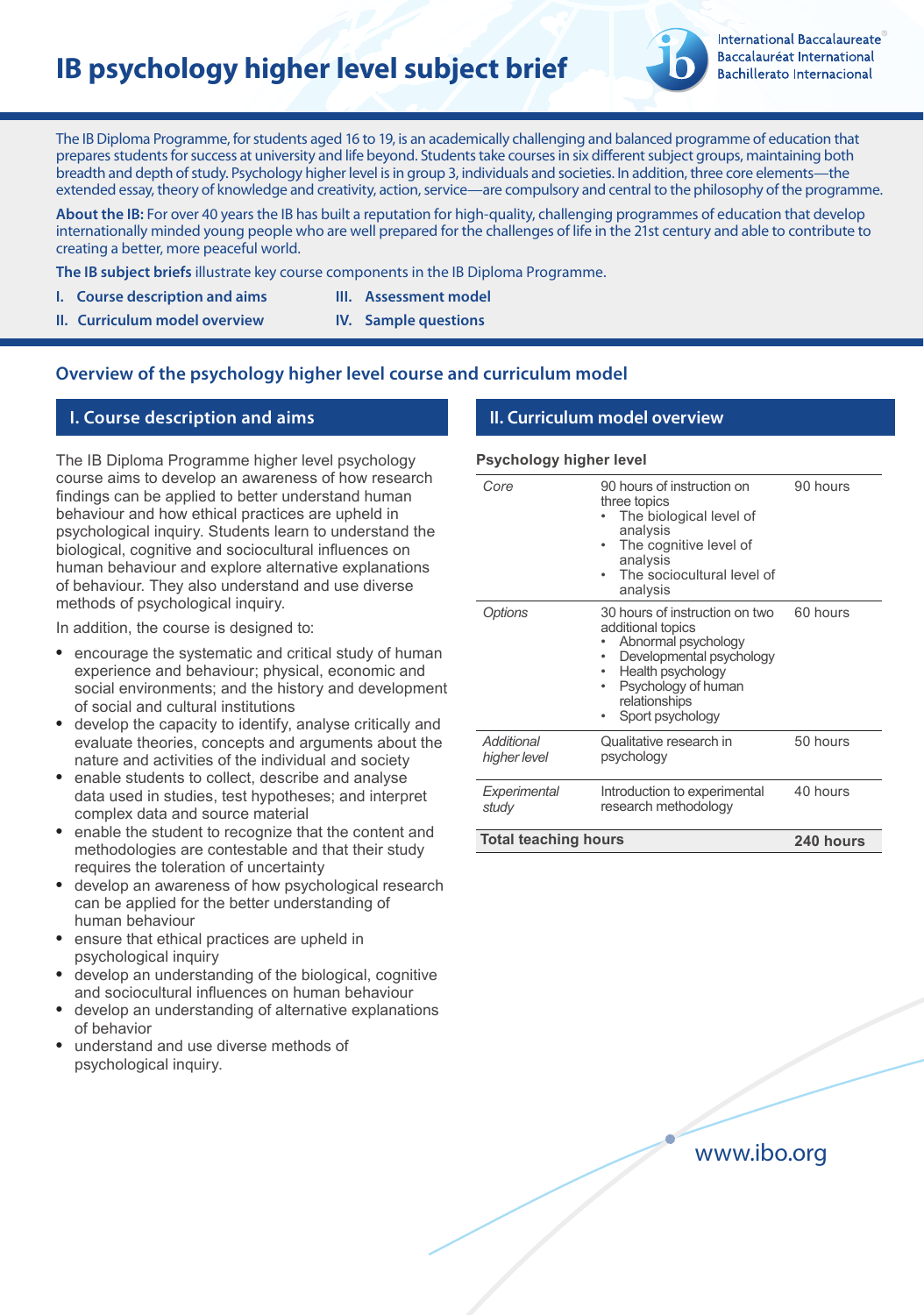# IB psychology higher level subject brief

International Baccalaureate
Baccalauréat International
Bachillerato Internacional

The IB Diploma Programme, for students aged 16 to 19, is an academically challenging and balanced programme of education that prepares students for success at university and life beyond. Students take courses in six different subject groups, maintaining both breadth and depth of study. Psychology higher level is in group 3, individuals and societies. In addition, three core elements—the extended essay, theory of knowledge and creativity, action, service—are compulsory and central to the philosophy of the programme.

**About the IB:** For over 40 years the IB has built a reputation for high-quality, challenging programmes of education that develop internationally minded young people who are well prepared for the challenges of life in the 21st century and able to contribute to creating a better, more peaceful world.

**The IB subject briefs** illustrate key course components in the IB Diploma Programme.

I. Course description and aims
II. Curriculum model overview
III. Assessment model
IV. Sample questions

## Overview of the psychology higher level course and curriculum model

### I. Course description and aims

The IB Diploma Programme higher level psychology course aims to develop an awareness of how research findings can be applied to better understand human behaviour and how ethical practices are upheld in psychological inquiry. Students learn to understand the biological, cognitive and sociocultural influences on human behaviour and explore alternative explanations of behaviour. They also understand and use diverse methods of psychological inquiry.

In addition, the course is designed to:

- encourage the systematic and critical study of human experience and behaviour; physical, economic and social environments; and the history and development of social and cultural institutions
- develop the capacity to identify, analyse critically and evaluate theories, concepts and arguments about the nature and activities of the individual and society
- enable students to collect, describe and analyse data used in studies, test hypotheses; and interpret complex data and source material
- enable the student to recognize that the content and methodologies are contestable and that their study requires the toleration of uncertainty
- develop an awareness of how psychological research can be applied for the better understanding of human behaviour
- ensure that ethical practices are upheld in psychological inquiry
- develop an understanding of the biological, cognitive and sociocultural influences on human behaviour
- develop an understanding of alternative explanations of behavior
- understand and use diverse methods of psychological inquiry.

### II. Curriculum model overview

**Psychology higher level**

| | | |
|---|---|---|
| *Core* | 90 hours of instruction on three topics<br>• The biological level of analysis<br>• The cognitive level of analysis<br>• The sociocultural level of analysis | 90 hours |
| *Options* | 30 hours of instruction on two additional topics<br>• Abnormal psychology<br>• Developmental psychology<br>• Health psychology<br>• Psychology of human relationships<br>• Sport psychology | 60 hours |
| *Additional higher level* | Qualitative research in psychology | 50 hours |
| *Experimental study* | Introduction to experimental research methodology | 40 hours |
| **Total teaching hours** | | **240 hours** |

www.ibo.org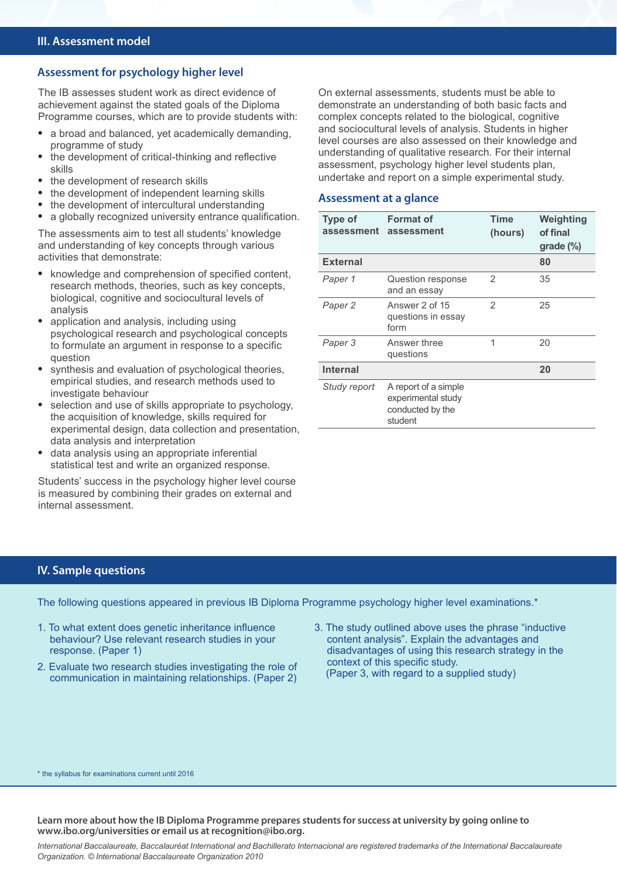## III. Assessment model

### Assessment for psychology higher level

The IB assesses student work as direct evidence of achievement against the stated goals of the Diploma Programme courses, which are to provide students with:

- a broad and balanced, yet academically demanding, programme of study
- the development of critical-thinking and reflective skills
- the development of research skills
- the development of independent learning skills
- the development of intercultural understanding
- a globally recognized university entrance qualification.

The assessments aim to test all students' knowledge and understanding of key concepts through various activities that demonstrate:

- knowledge and comprehension of specified content, research methods, theories, such as key concepts, biological, cognitive and sociocultural levels of analysis
- application and analysis, including using psychological research and psychological concepts to formulate an argument in response to a specific question
- synthesis and evaluation of psychological theories, empirical studies, and research methods used to investigate behaviour
- selection and use of skills appropriate to psychology, the acquisition of knowledge, skills required for experimental design, data collection and presentation, data analysis and interpretation
- data analysis using an appropriate inferential statistical test and write an organized response.

Students' success in the psychology higher level course is measured by combining their grades on external and internal assessment.

On external assessments, students must be able to demonstrate an understanding of both basic facts and complex concepts related to the biological, cognitive and sociocultural levels of analysis. Students in higher level courses are also assessed on their knowledge and understanding of qualitative research. For their internal assessment, psychology higher level students plan, undertake and report on a simple experimental study.

### Assessment at a glance

| Type of assessment | Format of assessment | Time (hours) | Weighting of final grade (%) |
|---|---|---|---|
| **External** | | | **80** |
| *Paper 1* | Question response and an essay | 2 | 35 |
| *Paper 2* | Answer 2 of 15 questions in essay form | 2 | 25 |
| *Paper 3* | Answer three questions | 1 | 20 |
| **Internal** | | | **20** |
| *Study report* | A report of a simple experimental study conducted by the student | | |

## IV. Sample questions

The following questions appeared in previous IB Diploma Programme psychology higher level examinations.*

1. To what extent does genetic inheritance influence behaviour? Use relevant research studies in your response. (Paper 1)
2. Evaluate two research studies investigating the role of communication in maintaining relationships. (Paper 2)
3. The study outlined above uses the phrase "inductive content analysis". Explain the advantages and disadvantages of using this research strategy in the context of this specific study.
(Paper 3, with regard to a supplied study)

\* the syllabus for examinations current until 2016

**Learn more about how the IB Diploma Programme prepares students for success at university by going online to www.ibo.org/universities or email us at recognition@ibo.org.**

*International Baccalaureate, Baccalauréat International and Bachillerato Internacional are registered trademarks of the International Baccalaureate Organization. © International Baccalaureate Organization 2010*